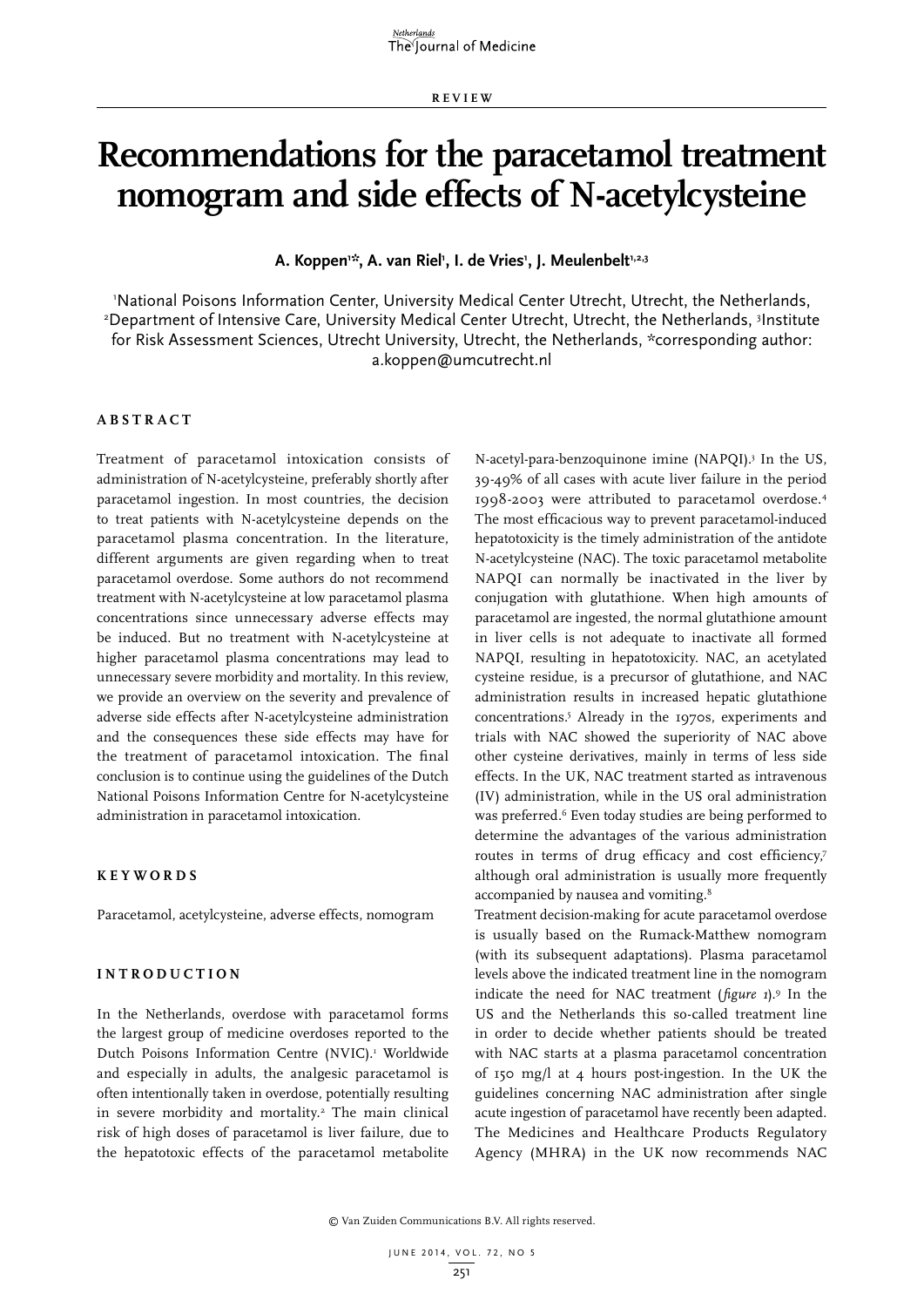REVIEW

# Recommendations for the paracetamol treatment nomogram and side effects of N-acetylcysteine

**A. Koppen[1]*, A. van Riel[1], I. de Vries[1], J. Meulenbelt[1,2,3]**

[1]National Poisons Information Center, University Medical Center Utrecht, Utrecht, the Netherlands, [2]Department of Intensive Care, University Medical Center Utrecht, Utrecht, the Netherlands, [3]Institute for Risk Assessment Sciences, Utrecht University, Utrecht, the Netherlands, *corresponding author: a.koppen@umcutrecht.nl

## ABSTRACT

Treatment of paracetamol intoxication consists of administration of N-acetylcysteine, preferably shortly after paracetamol ingestion. In most countries, the decision to treat patients with N-acetylcysteine depends on the paracetamol plasma concentration. In the literature, different arguments are given regarding when to treat paracetamol overdose. Some authors do not recommend treatment with N-acetylcysteine at low paracetamol plasma concentrations since unnecessary adverse effects may be induced. But no treatment with N-acetylcysteine at higher paracetamol plasma concentrations may lead to unnecessary severe morbidity and mortality. In this review, we provide an overview on the severity and prevalence of adverse side effects after N-acetylcysteine administration and the consequences these side effects may have for the treatment of paracetamol intoxication. The final conclusion is to continue using the guidelines of the Dutch National Poisons Information Centre for N-acetylcysteine administration in paracetamol intoxication.

## KEYWORDS

Paracetamol, acetylcysteine, adverse effects, nomogram

## INTRODUCTION

In the Netherlands, overdose with paracetamol forms the largest group of medicine overdoses reported to the Dutch Poisons Information Centre (NVIC).[1] Worldwide and especially in adults, the analgesic paracetamol is often intentionally taken in overdose, potentially resulting in severe morbidity and mortality.[2] The main clinical risk of high doses of paracetamol is liver failure, due to the hepatotoxic effects of the paracetamol metabolite N-acetyl-para-benzoquinone imine (NAPQI).[3] In the US, 39-49% of all cases with acute liver failure in the period 1998-2003 were attributed to paracetamol overdose.[4] The most efficacious way to prevent paracetamol-induced hepatotoxicity is the timely administration of the antidote N-acetylcysteine (NAC). The toxic paracetamol metabolite NAPQI can normally be inactivated in the liver by conjugation with glutathione. When high amounts of paracetamol are ingested, the normal glutathione amount in liver cells is not adequate to inactivate all formed NAPQI, resulting in hepatotoxicity. NAC, an acetylated cysteine residue, is a precursor of glutathione, and NAC administration results in increased hepatic glutathione concentrations.[5] Already in the 1970s, experiments and trials with NAC showed the superiority of NAC above other cysteine derivatives, mainly in terms of less side effects. In the UK, NAC treatment started as intravenous (IV) administration, while in the US oral administration was preferred.[6] Even today studies are being performed to determine the advantages of the various administration routes in terms of drug efficacy and cost efficiency,[7] although oral administration is usually more frequently accompanied by nausea and vomiting.[8]

Treatment decision-making for acute paracetamol overdose is usually based on the Rumack-Matthew nomogram (with its subsequent adaptations). Plasma paracetamol levels above the indicated treatment line in the nomogram indicate the need for NAC treatment (*figure 1*).[9] In the US and the Netherlands this so-called treatment line in order to decide whether patients should be treated with NAC starts at a plasma paracetamol concentration of 150 mg/l at 4 hours post-ingestion. In the UK the guidelines concerning NAC administration after single acute ingestion of paracetamol have recently been adapted. The Medicines and Healthcare Products Regulatory Agency (MHRA) in the UK now recommends NAC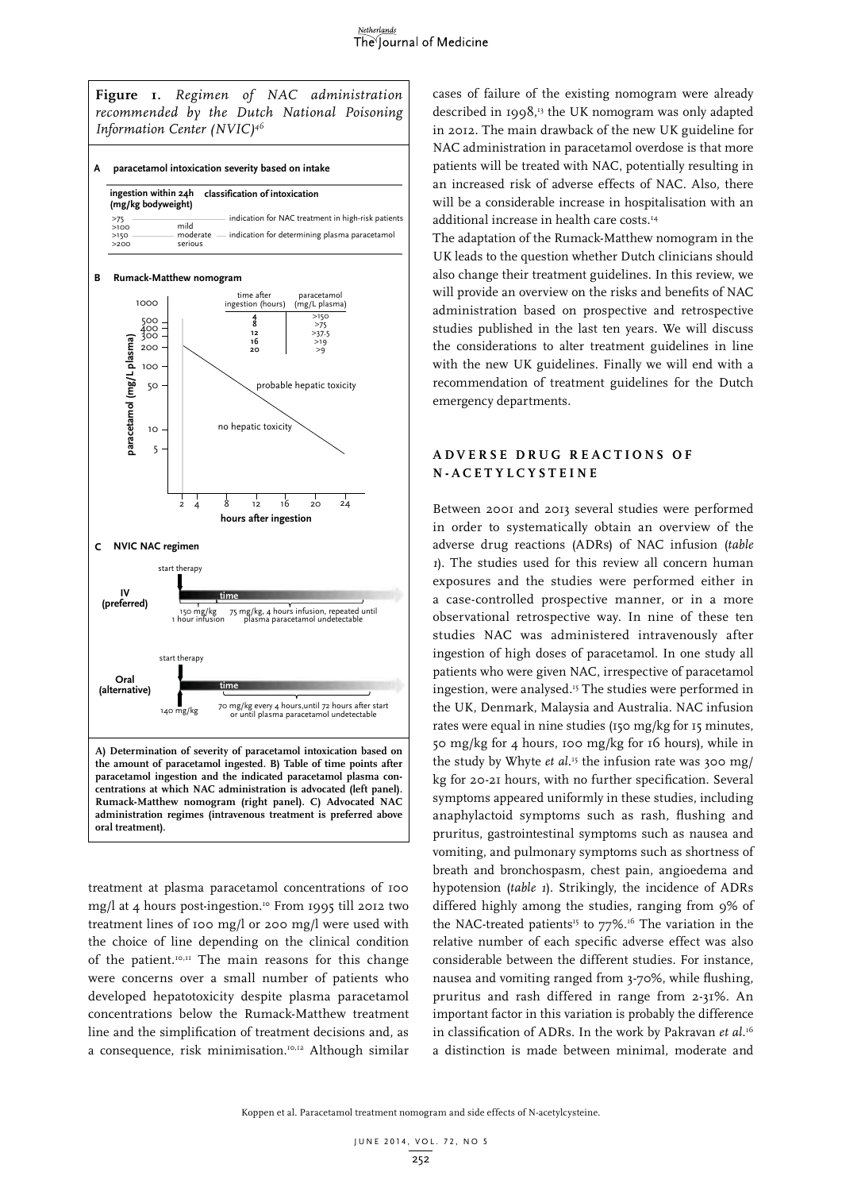**Figure 1.** *Regimen of NAC administration recommended by the Dutch National Poisoning Information Center (NVIC)*[46]

**A paracetamol intoxication severity based on intake**

| ingestion within 24h (mg/kg bodyweight) | classification of intoxication | |
|---|---|---|
| >75 | | indication for NAC treatment in high-risk patients |
| >100 | mild | |
| >150 | moderate | indication for determining plasma paracetamol |
| >200 | serious | |

**B Rumack-Matthew nomogram**

| time after ingestion (hours) | paracetamol (mg/L plasma) |
|---|---|
| 4 | >150 |
| 8 | >75 |
| 12 | >37.5 |
| 16 | >19 |
| 20 | >9 |

**C NVIC NAC regimen**

IV (preferred): start therapy; 150 mg/kg 1 hour infusion; 75 mg/kg, 4 hours infusion, repeated until plasma paracetamol undetectable

Oral (alternative): start therapy; 140 mg/kg; 70 mg/kg every 4 hours, until 72 hours after start or until plasma paracetamol undetectable

**A) Determination of severity of paracetamol intoxication based on the amount of paracetamol ingested. B) Table of time points after paracetamol ingestion and the indicated paracetamol plasma concentrations at which NAC administration is advocated (left panel). Rumack-Matthew nomogram (right panel). C) Advocated NAC administration regimes (intravenous treatment is preferred above oral treatment).**

treatment at plasma paracetamol concentrations of 100 mg/l at 4 hours post-ingestion.[10] From 1995 till 2012 two treatment lines of 100 mg/l or 200 mg/l were used with the choice of line depending on the clinical condition of the patient.[10,11] The main reasons for this change were concerns over a small number of patients who developed hepatotoxicity despite plasma paracetamol concentrations below the Rumack-Matthew treatment line and the simplification of treatment decisions and, as a consequence, risk minimisation.[10,12] Although similar cases of failure of the existing nomogram were already described in 1998,[13] the UK nomogram was only adapted in 2012. The main drawback of the new UK guideline for NAC administration in paracetamol overdose is that more patients will be treated with NAC, potentially resulting in an increased risk of adverse effects of NAC. Also, there will be a considerable increase in hospitalisation with an additional increase in health care costs.[14]

The adaptation of the Rumack-Matthew nomogram in the UK leads to the question whether Dutch clinicians should also change their treatment guidelines. In this review, we will provide an overview on the risks and benefits of NAC administration based on prospective and retrospective studies published in the last ten years. We will discuss the considerations to alter treatment guidelines in line with the new UK guidelines. Finally we will end with a recommendation of treatment guidelines for the Dutch emergency departments.

## ADVERSE DRUG REACTIONS OF N-ACETYLCYSTEINE

Between 2001 and 2013 several studies were performed in order to systematically obtain an overview of the adverse drug reactions (ADRs) of NAC infusion (*table 1*). The studies used for this review all concern human exposures and the studies were performed either in a case-controlled prospective manner, or in a more observational retrospective way. In nine of these ten studies NAC was administered intravenously after ingestion of high doses of paracetamol. In one study all patients who were given NAC, irrespective of paracetamol ingestion, were analysed.[15] The studies were performed in the UK, Denmark, Malaysia and Australia. NAC infusion rates were equal in nine studies (150 mg/kg for 15 minutes, 50 mg/kg for 4 hours, 100 mg/kg for 16 hours), while in the study by Whyte *et al.*[15] the infusion rate was 300 mg/kg for 20-21 hours, with no further specification. Several symptoms appeared uniformly in these studies, including anaphylactoid symptoms such as rash, flushing and pruritus, gastrointestinal symptoms such as nausea and vomiting, and pulmonary symptoms such as shortness of breath and bronchospasm, chest pain, angioedema and hypotension (*table 1*). Strikingly, the incidence of ADRs differed highly among the studies, ranging from 9% of the NAC-treated patients[15] to 77%.[16] The variation in the relative number of each specific adverse effect was also considerable between the different studies. For instance, nausea and vomiting ranged from 3-70%, while flushing, pruritus and rash differed in range from 2-31%. An important factor in this variation is probably the difference in classification of ADRs. In the work by Pakravan *et al.*[16] a distinction is made between minimal, moderate and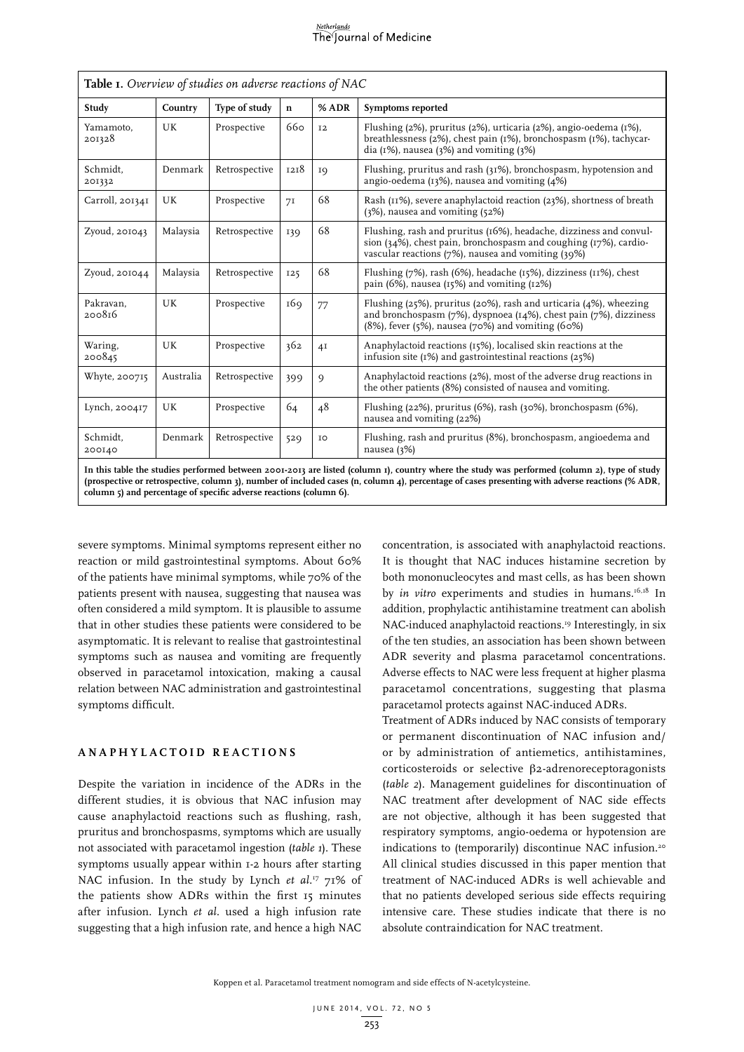**Table 1.** *Overview of studies on adverse reactions of NAC*

| Study | Country | Type of study | n | % ADR | Symptoms reported |
|---|---|---|---|---|---|
| Yamamoto, 2013[28] | UK | Prospective | 660 | 12 | Flushing (2%), pruritus (2%), urticaria (2%), angio-oedema (1%), breathlessness (2%), chest pain (1%), bronchospasm (1%), tachycardia (1%), nausea (3%) and vomiting (3%) |
| Schmidt, 2013[32] | Denmark | Retrospective | 1218 | 19 | Flushing, pruritus and rash (31%), bronchospasm, hypotension and angio-oedema (13%), nausea and vomiting (4%) |
| Carroll, 2013[41] | UK | Prospective | 71 | 68 | Rash (11%), severe anaphylactoid reaction (23%), shortness of breath (3%), nausea and vomiting (52%) |
| Zyoud, 2010[43] | Malaysia | Retrospective | 139 | 68 | Flushing, rash and pruritus (16%), headache, dizziness and convulsion (34%), chest pain, bronchospasm and coughing (17%), cardiovascular reactions (7%), nausea and vomiting (39%) |
| Zyoud, 2010[44] | Malaysia | Retrospective | 125 | 68 | Flushing (7%), rash (6%), headache (15%), dizziness (11%), chest pain (6%), nausea (15%) and vomiting (12%) |
| Pakravan, 2008[16] | UK | Prospective | 169 | 77 | Flushing (25%), pruritus (20%), rash and urticaria (4%), wheezing and bronchospasm (7%), dyspnoea (14%), chest pain (7%), dizziness (8%), fever (5%), nausea (70%) and vomiting (60%) |
| Waring, 2008[45] | UK | Prospective | 362 | 41 | Anaphylactoid reactions (15%), localised skin reactions at the infusion site (1%) and gastrointestinal reactions (25%) |
| Whyte, 2007[15] | Australia | Retrospective | 399 | 9 | Anaphylactoid reactions (2%), most of the adverse drug reactions in the other patients (8%) consisted of nausea and vomiting. |
| Lynch, 2004[17] | UK | Prospective | 64 | 48 | Flushing (22%), pruritus (6%), rash (30%), bronchospasm (6%), nausea and vomiting (22%) |
| Schmidt, 2001[40] | Denmark | Retrospective | 529 | 10 | Flushing, rash and pruritus (8%), bronchospasm, angioedema and nausea (3%) |

**In this table the studies performed between 2001-2013 are listed (column 1), country where the study was performed (column 2), type of study (prospective or retrospective, column 3), number of included cases (n, column 4), percentage of cases presenting with adverse reactions (% ADR, column 5) and percentage of specific adverse reactions (column 6).**

severe symptoms. Minimal symptoms represent either no reaction or mild gastrointestinal symptoms. About 60% of the patients have minimal symptoms, while 70% of the patients present with nausea, suggesting that nausea was often considered a mild symptom. It is plausible to assume that in other studies these patients were considered to be asymptomatic. It is relevant to realise that gastrointestinal symptoms such as nausea and vomiting are frequently observed in paracetamol intoxication, making a causal relation between NAC administration and gastrointestinal symptoms difficult.

## ANAPHYLACTOID REACTIONS

Despite the variation in incidence of the ADRs in the different studies, it is obvious that NAC infusion may cause anaphylactoid reactions such as flushing, rash, pruritus and bronchospasms, symptoms which are usually not associated with paracetamol ingestion (*table 1*). These symptoms usually appear within 1-2 hours after starting NAC infusion. In the study by Lynch *et al.*[17] 71% of the patients show ADRs within the first 15 minutes after infusion. Lynch *et al.* used a high infusion rate suggesting that a high infusion rate, and hence a high NAC concentration, is associated with anaphylactoid reactions. It is thought that NAC induces histamine secretion by both mononucleocytes and mast cells, as has been shown by *in vitro* experiments and studies in humans.[16,18] In addition, prophylactic antihistamine treatment can abolish NAC-induced anaphylactoid reactions.[19] Interestingly, in six of the ten studies, an association has been shown between ADR severity and plasma paracetamol concentrations. Adverse effects to NAC were less frequent at higher plasma paracetamol concentrations, suggesting that plasma paracetamol protects against NAC-induced ADRs.

Treatment of ADRs induced by NAC consists of temporary or permanent discontinuation of NAC infusion and/or by administration of antiemetics, antihistamines, corticosteroids or selective β2-adrenoreceptoragonists (*table 2*). Management guidelines for discontinuation of NAC treatment after development of NAC side effects are not objective, although it has been suggested that respiratory symptoms, angio-oedema or hypotension are indications to (temporarily) discontinue NAC infusion.[20] All clinical studies discussed in this paper mention that treatment of NAC-induced ADRs is well achievable and that no patients developed serious side effects requiring intensive care. These studies indicate that there is no absolute contraindication for NAC treatment.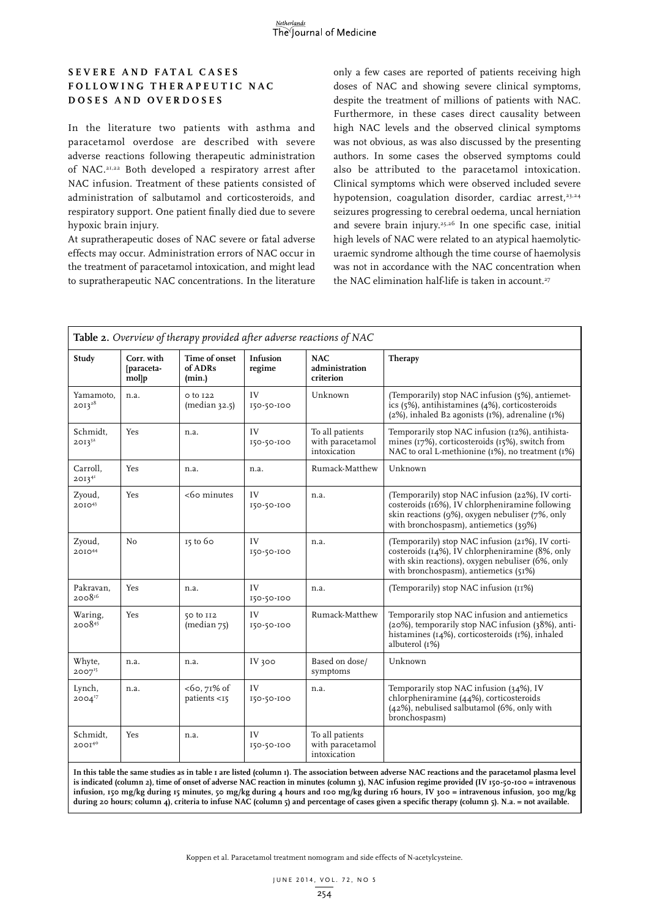## SEVERE AND FATAL CASES FOLLOWING THERAPEUTIC NAC DOSES AND OVERDOSES

In the literature two patients with asthma and paracetamol overdose are described with severe adverse reactions following therapeutic administration of NAC.[21,22] Both developed a respiratory arrest after NAC infusion. Treatment of these patients consisted of administration of salbutamol and corticosteroids, and respiratory support. One patient finally died due to severe hypoxic brain injury.

At supratherapeutic doses of NAC severe or fatal adverse effects may occur. Administration errors of NAC occur in the treatment of paracetamol intoxication, and might lead to supratherapeutic NAC concentrations. In the literature only a few cases are reported of patients receiving high doses of NAC and showing severe clinical symptoms, despite the treatment of millions of patients with NAC. Furthermore, in these cases direct causality between high NAC levels and the observed clinical symptoms was not obvious, as was also discussed by the presenting authors. In some cases the observed symptoms could also be attributed to the paracetamol intoxication. Clinical symptoms which were observed included severe hypotension, coagulation disorder, cardiac arrest,[23,24] seizures progressing to cerebral oedema, uncal herniation and severe brain injury.[25,26] In one specific case, initial high levels of NAC were related to an atypical haemolytic-uraemic syndrome although the time course of haemolysis was not in accordance with the NAC concentration when the NAC elimination half-life is taken in account.[27]

**Table 2.** *Overview of therapy provided after adverse reactions of NAC*

| Study | Corr. with [paracetamol]p | Time of onset of ADRs (min.) | Infusion regime | NAC administration criterion | Therapy |
|---|---|---|---|---|---|
| Yamamoto, 2013[28] | n.a. | 0 to 122 (median 32.5) | IV 150-50-100 | Unknown | (Temporarily) stop NAC infusion (5%), antiemetics (5%), antihistamines (4%), corticosteroids (2%), inhaled B2 agonists (1%), adrenaline (1%) |
| Schmidt, 2013[32] | Yes | n.a. | IV 150-50-100 | To all patients with paracetamol intoxication | Temporarily stop NAC infusion (12%), antihistamines (17%), corticosteroids (15%), switch from NAC to oral L-methionine (1%), no treatment (1%) |
| Carroll, 2013[41] | Yes | n.a. | n.a. | Rumack-Matthew | Unknown |
| Zyoud, 2010[43] | Yes | <60 minutes | IV 150-50-100 | n.a. | (Temporarily) stop NAC infusion (22%), IV corticosteroids (16%), IV chlorpheniramine following skin reactions (9%), oxygen nebuliser (7%, only with bronchospasm), antiemetics (39%) |
| Zyoud, 2010[44] | No | 15 to 60 | IV 150-50-100 | n.a. | (Temporarily) stop NAC infusion (21%), IV corticosteroids (14%), IV chlorpheniramine (8%, only with skin reactions), oxygen nebuliser (6%, only with bronchospasm), antiemetics (51%) |
| Pakravan, 2008[16] | Yes | n.a. | IV 150-50-100 | n.a. | (Temporarily) stop NAC infusion (11%) |
| Waring, 2008[45] | Yes | 50 to 112 (median 75) | IV 150-50-100 | Rumack-Matthew | Temporarily stop NAC infusion and antiemetics (20%), temporarily stop NAC infusion (38%), antihistamines (14%), corticosteroids (1%), inhaled albuterol (1%) |
| Whyte, 2007[15] | n.a. | n.a. | IV 300 | Based on dose/ symptoms | Unknown |
| Lynch, 2004[17] | n.a. | <60, 71% of patients <15 | IV 150-50-100 | n.a. | Temporarily stop NAC infusion (34%), IV chlorpheniramine (44%), corticosteroids (42%), nebulised salbutamol (6%, only with bronchospasm) |
| Schmidt, 2001[40] | Yes | n.a. | IV 150-50-100 | To all patients with paracetamol intoxication | |

**In this table the same studies as in table 1 are listed (column 1). The association between adverse NAC reactions and the paracetamol plasma level is indicated (column 2), time of onset of adverse NAC reaction in minutes (column 3), NAC infusion regime provided (IV 150-50-100 = intravenous infusion, 150 mg/kg during 15 minutes, 50 mg/kg during 4 hours and 100 mg/kg during 16 hours, IV 300 = intravenous infusion, 300 mg/kg during 20 hours; column 4), criteria to infuse NAC (column 5) and percentage of cases given a specific therapy (column 5). N.a. = not available.**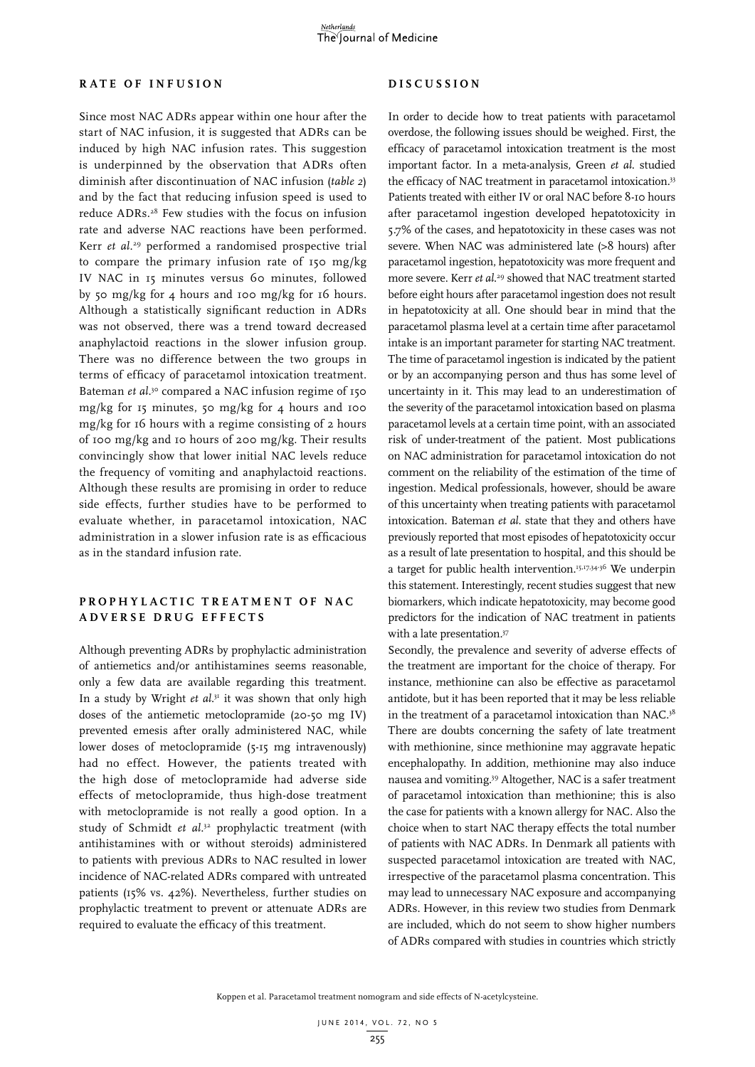## RATE OF INFUSION

Since most NAC ADRs appear within one hour after the start of NAC infusion, it is suggested that ADRs can be induced by high NAC infusion rates. This suggestion is underpinned by the observation that ADRs often diminish after discontinuation of NAC infusion (*table 2*) and by the fact that reducing infusion speed is used to reduce ADRs.[28] Few studies with the focus on infusion rate and adverse NAC reactions have been performed. Kerr *et al.*[29] performed a randomised prospective trial to compare the primary infusion rate of 150 mg/kg IV NAC in 15 minutes versus 60 minutes, followed by 50 mg/kg for 4 hours and 100 mg/kg for 16 hours. Although a statistically significant reduction in ADRs was not observed, there was a trend toward decreased anaphylactoid reactions in the slower infusion group. There was no difference between the two groups in terms of efficacy of paracetamol intoxication treatment. Bateman *et al.*[30] compared a NAC infusion regime of 150 mg/kg for 15 minutes, 50 mg/kg for 4 hours and 100 mg/kg for 16 hours with a regime consisting of 2 hours of 100 mg/kg and 10 hours of 200 mg/kg. Their results convincingly show that lower initial NAC levels reduce the frequency of vomiting and anaphylactoid reactions. Although these results are promising in order to reduce side effects, further studies have to be performed to evaluate whether, in paracetamol intoxication, NAC administration in a slower infusion rate is as efficacious as in the standard infusion rate.

## PROPHYLACTIC TREATMENT OF NAC ADVERSE DRUG EFFECTS

Although preventing ADRs by prophylactic administration of antiemetics and/or antihistamines seems reasonable, only a few data are available regarding this treatment. In a study by Wright *et al.*[31] it was shown that only high doses of the antiemetic metoclopramide (20-50 mg IV) prevented emesis after orally administered NAC, while lower doses of metoclopramide (5-15 mg intravenously) had no effect. However, the patients treated with the high dose of metoclopramide had adverse side effects of metoclopramide, thus high-dose treatment with metoclopramide is not really a good option. In a study of Schmidt *et al.*[32] prophylactic treatment (with antihistamines with or without steroids) administered to patients with previous ADRs to NAC resulted in lower incidence of NAC-related ADRs compared with untreated patients (15% vs. 42%). Nevertheless, further studies on prophylactic treatment to prevent or attenuate ADRs are required to evaluate the efficacy of this treatment.

## DISCUSSION

In order to decide how to treat patients with paracetamol overdose, the following issues should be weighed. First, the efficacy of paracetamol intoxication treatment is the most important factor. In a meta-analysis, Green *et al.* studied the efficacy of NAC treatment in paracetamol intoxication.[33] Patients treated with either IV or oral NAC before 8-10 hours after paracetamol ingestion developed hepatotoxicity in 5.7% of the cases, and hepatotoxicity in these cases was not severe. When NAC was administered late (>8 hours) after paracetamol ingestion, hepatotoxicity was more frequent and more severe. Kerr *et al.*[29] showed that NAC treatment started before eight hours after paracetamol ingestion does not result in hepatotoxicity at all. One should bear in mind that the paracetamol plasma level at a certain time after paracetamol intake is an important parameter for starting NAC treatment. The time of paracetamol ingestion is indicated by the patient or by an accompanying person and thus has some level of uncertainty in it. This may lead to an underestimation of the severity of the paracetamol intoxication based on plasma paracetamol levels at a certain time point, with an associated risk of under-treatment of the patient. Most publications on NAC administration for paracetamol intoxication do not comment on the reliability of the estimation of the time of ingestion. Medical professionals, however, should be aware of this uncertainty when treating patients with paracetamol intoxication. Bateman *et al.* state that they and others have previously reported that most episodes of hepatotoxicity occur as a result of late presentation to hospital, and this should be a target for public health intervention.[15,17,34-36] We underpin this statement. Interestingly, recent studies suggest that new biomarkers, which indicate hepatotoxicity, may become good predictors for the indication of NAC treatment in patients with a late presentation.[37]

Secondly, the prevalence and severity of adverse effects of the treatment are important for the choice of therapy. For instance, methionine can also be effective as paracetamol antidote, but it has been reported that it may be less reliable in the treatment of a paracetamol intoxication than NAC.[38] There are doubts concerning the safety of late treatment with methionine, since methionine may aggravate hepatic encephalopathy. In addition, methionine may also induce nausea and vomiting.[39] Altogether, NAC is a safer treatment of paracetamol intoxication than methionine; this is also the case for patients with a known allergy for NAC. Also the choice when to start NAC therapy effects the total number of patients with NAC ADRs. In Denmark all patients with suspected paracetamol intoxication are treated with NAC, irrespective of the paracetamol plasma concentration. This may lead to unnecessary NAC exposure and accompanying ADRs. However, in this review two studies from Denmark are included, which do not seem to show higher numbers of ADRs compared with studies in countries which strictly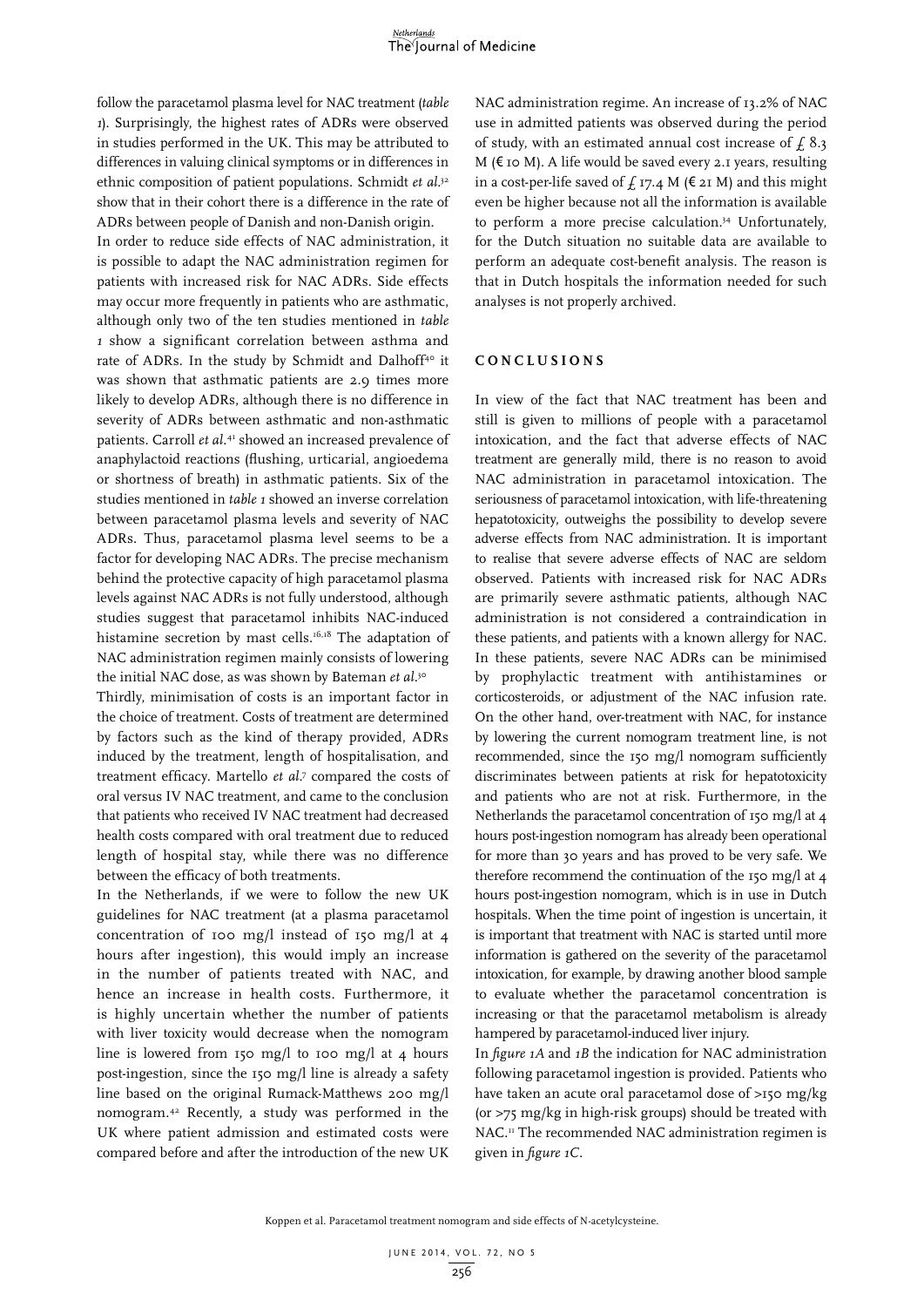follow the paracetamol plasma level for NAC treatment (*table 1*). Surprisingly, the highest rates of ADRs were observed in studies performed in the UK. This may be attributed to differences in valuing clinical symptoms or in differences in ethnic composition of patient populations. Schmidt *et al.*[32] show that in their cohort there is a difference in the rate of ADRs between people of Danish and non-Danish origin.

In order to reduce side effects of NAC administration, it is possible to adapt the NAC administration regimen for patients with increased risk for NAC ADRs. Side effects may occur more frequently in patients who are asthmatic, although only two of the ten studies mentioned in *table 1* show a significant correlation between asthma and rate of ADRs. In the study by Schmidt and Dalhoff[40] it was shown that asthmatic patients are 2.9 times more likely to develop ADRs, although there is no difference in severity of ADRs between asthmatic and non-asthmatic patients. Carroll *et al.*[41] showed an increased prevalence of anaphylactoid reactions (flushing, urticarial, angioedema or shortness of breath) in asthmatic patients. Six of the studies mentioned in *table 1* showed an inverse correlation between paracetamol plasma levels and severity of NAC ADRs. Thus, paracetamol plasma level seems to be a factor for developing NAC ADRs. The precise mechanism behind the protective capacity of high paracetamol plasma levels against NAC ADRs is not fully understood, although studies suggest that paracetamol inhibits NAC-induced histamine secretion by mast cells.[16,18] The adaptation of NAC administration regimen mainly consists of lowering the initial NAC dose, as was shown by Bateman *et al.*[30]

Thirdly, minimisation of costs is an important factor in the choice of treatment. Costs of treatment are determined by factors such as the kind of therapy provided, ADRs induced by the treatment, length of hospitalisation, and treatment efficacy. Martello *et al.*[7] compared the costs of oral versus IV NAC treatment, and came to the conclusion that patients who received IV NAC treatment had decreased health costs compared with oral treatment due to reduced length of hospital stay, while there was no difference between the efficacy of both treatments.

In the Netherlands, if we were to follow the new UK guidelines for NAC treatment (at a plasma paracetamol concentration of 100 mg/l instead of 150 mg/l at 4 hours after ingestion), this would imply an increase in the number of patients treated with NAC, and hence an increase in health costs. Furthermore, it is highly uncertain whether the number of patients with liver toxicity would decrease when the nomogram line is lowered from 150 mg/l to 100 mg/l at 4 hours post-ingestion, since the 150 mg/l line is already a safety line based on the original Rumack-Matthews 200 mg/l nomogram.[42] Recently, a study was performed in the UK where patient admission and estimated costs were compared before and after the introduction of the new UK NAC administration regime. An increase of 13.2% of NAC use in admitted patients was observed during the period of study, with an estimated annual cost increase of £ 8.3 M (€ 10 M). A life would be saved every 2.1 years, resulting in a cost-per-life saved of £ 17.4 M (€ 21 M) and this might even be higher because not all the information is available to perform a more precise calculation.[34] Unfortunately, for the Dutch situation no suitable data are available to perform an adequate cost-benefit analysis. The reason is that in Dutch hospitals the information needed for such analyses is not properly archived.

## CONCLUSIONS

In view of the fact that NAC treatment has been and still is given to millions of people with a paracetamol intoxication, and the fact that adverse effects of NAC treatment are generally mild, there is no reason to avoid NAC administration in paracetamol intoxication. The seriousness of paracetamol intoxication, with life-threatening hepatotoxicity, outweighs the possibility to develop severe adverse effects from NAC administration. It is important to realise that severe adverse effects of NAC are seldom observed. Patients with increased risk for NAC ADRs are primarily severe asthmatic patients, although NAC administration is not considered a contraindication in these patients, and patients with a known allergy for NAC. In these patients, severe NAC ADRs can be minimised by prophylactic treatment with antihistamines or corticosteroids, or adjustment of the NAC infusion rate. On the other hand, over-treatment with NAC, for instance by lowering the current nomogram treatment line, is not recommended, since the 150 mg/l nomogram sufficiently discriminates between patients at risk for hepatotoxicity and patients who are not at risk. Furthermore, in the Netherlands the paracetamol concentration of 150 mg/l at 4 hours post-ingestion nomogram has already been operational for more than 30 years and has proved to be very safe. We therefore recommend the continuation of the 150 mg/l at 4 hours post-ingestion nomogram, which is in use in Dutch hospitals. When the time point of ingestion is uncertain, it is important that treatment with NAC is started until more information is gathered on the severity of the paracetamol intoxication, for example, by drawing another blood sample to evaluate whether the paracetamol concentration is increasing or that the paracetamol metabolism is already hampered by paracetamol-induced liver injury.

In *figure 1A* and *1B* the indication for NAC administration following paracetamol ingestion is provided. Patients who have taken an acute oral paracetamol dose of >150 mg/kg (or >75 mg/kg in high-risk groups) should be treated with NAC.[11] The recommended NAC administration regimen is given in *figure 1C*.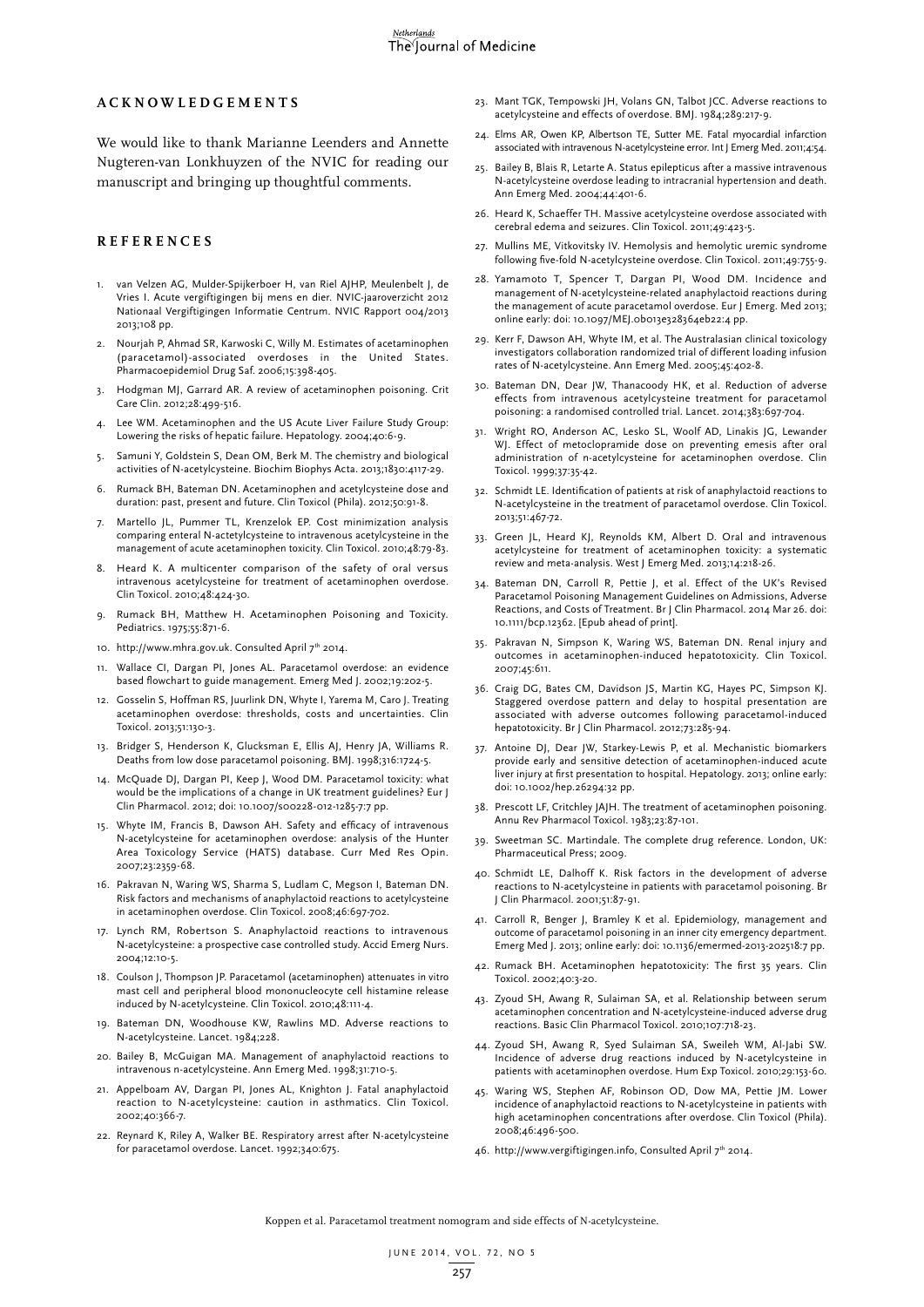## ACKNOWLEDGEMENTS

We would like to thank Marianne Leenders and Annette Nugteren-van Lonkhuyzen of the NVIC for reading our manuscript and bringing up thoughtful comments.

## REFERENCES

1. van Velzen AG, Mulder-Spijkerboer H, van Riel AJHP, Meulenbelt J, de Vries I. Acute vergiftigingen bij mens en dier. NVIC-jaaroverzicht 2012 Nationaal Vergiftigingen Informatie Centrum. NVIC Rapport 004/2013 2013;108 pp.
2. Nourjah P, Ahmad SR, Karwoski C, Willy M. Estimates of acetaminophen (paracetamol)-associated overdoses in the United States. Pharmacoepidemiol Drug Saf. 2006;15:398-405.
3. Hodgman MJ, Garrard AR. A review of acetaminophen poisoning. Crit Care Clin. 2012;28:499-516.
4. Lee WM. Acetaminophen and the US Acute Liver Failure Study Group: Lowering the risks of hepatic failure. Hepatology. 2004;40:6-9.
5. Samuni Y, Goldstein S, Dean OM, Berk M. The chemistry and biological activities of N-acetylcysteine. Biochim Biophys Acta. 2013;1830:4117-29.
6. Rumack BH, Bateman DN. Acetaminophen and acetylcysteine dose and duration: past, present and future. Clin Toxicol (Phila). 2012;50:91-8.
7. Martello JL, Pummer TL, Krenzelok EP. Cost minimization analysis comparing enteral N-actetylcysteine to intravenous acetylcysteine in the management of acute acetaminophen toxicity. Clin Toxicol. 2010;48:79-83.
8. Heard K. A multicenter comparison of the safety of oral versus intravenous acetylcysteine for treatment of acetaminophen overdose. Clin Toxicol. 2010;48:424-30.
9. Rumack BH, Matthew H. Acetaminophen Poisoning and Toxicity. Pediatrics. 1975;55:871-6.
10. http://www.mhra.gov.uk. Consulted April 7th 2014.
11. Wallace CI, Dargan PI, Jones AL. Paracetamol overdose: an evidence based flowchart to guide management. Emerg Med J. 2002;19:202-5.
12. Gosselin S, Hoffman RS, Juurlink DN, Whyte I, Yarema M, Caro J. Treating acetaminophen overdose: thresholds, costs and uncertainties. Clin Toxicol. 2013;51:130-3.
13. Bridger S, Henderson K, Glucksman E, Ellis AJ, Henry JA, Williams R. Deaths from low dose paracetamol poisoning. BMJ. 1998;316:1724-5.
14. McQuade DJ, Dargan PI, Keep J, Wood DM. Paracetamol toxicity: what would be the implications of a change in UK treatment guidelines? Eur J Clin Pharmacol. 2012; doi: 10.1007/s00228-012-1285-7:7 pp.
15. Whyte IM, Francis B, Dawson AH. Safety and efficacy of intravenous N-acetylcysteine for acetaminophen overdose: analysis of the Hunter Area Toxicology Service (HATS) database. Curr Med Res Opin. 2007;23:2359-68.
16. Pakravan N, Waring WS, Sharma S, Ludlam C, Megson I, Bateman DN. Risk factors and mechanisms of anaphylactoid reactions to acetylcysteine in acetaminophen overdose. Clin Toxicol. 2008;46:697-702.
17. Lynch RM, Robertson S. Anaphylactoid reactions to intravenous N-acetylcysteine: a prospective case controlled study. Accid Emerg Nurs. 2004;12:10-5.
18. Coulson J, Thompson JP. Paracetamol (acetaminophen) attenuates in vitro mast cell and peripheral blood mononucleocyte cell histamine release induced by N-acetylcysteine. Clin Toxicol. 2010;48:111-4.
19. Bateman DN, Woodhouse KW, Rawlins MD. Adverse reactions to N-acetylcysteine. Lancet. 1984;228.
20. Bailey B, McGuigan MA. Management of anaphylactoid reactions to intravenous n-acetylcysteine. Ann Emerg Med. 1998;31:710-5.
21. Appelboam AV, Dargan PI, Jones AL, Knighton J. Fatal anaphylactoid reaction to N-acetylcysteine: caution in asthmatics. Clin Toxicol. 2002;40:366-7.
22. Reynard K, Riley A, Walker BE. Respiratory arrest after N-acetylcysteine for paracetamol overdose. Lancet. 1992;340:675.
23. Mant TGK, Tempowski JH, Volans GN, Talbot JCC. Adverse reactions to acetylcysteine and effects of overdose. BMJ. 1984;289:217-9.
24. Elms AR, Owen KP, Albertson TE, Sutter ME. Fatal myocardial infarction associated with intravenous N-acetylcysteine error. Int J Emerg Med. 2011;4:54.
25. Bailey B, Blais R, Letarte A. Status epilepticus after a massive intravenous N-acetylcysteine overdose leading to intracranial hypertension and death. Ann Emerg Med. 2004;44:401-6.
26. Heard K, Schaeffer TH. Massive acetylcysteine overdose associated with cerebral edema and seizures. Clin Toxicol. 2011;49:423-5.
27. Mullins ME, Vitkovitsky IV. Hemolysis and hemolytic uremic syndrome following five-fold N-acetylcysteine overdose. Clin Toxicol. 2011;49:755-9.
28. Yamamoto T, Spencer T, Dargan PI, Wood DM. Incidence and management of N-acetylcysteine-related anaphylactoid reactions during the management of acute paracetamol overdose. Eur J Emerg. Med 2013; online early: doi: 10.1097/MEJ.0b013e328364eb22:4 pp.
29. Kerr F, Dawson AH, Whyte IM, et al. The Australasian clinical toxicology investigators collaboration randomized trial of different loading infusion rates of N-acetylcysteine. Ann Emerg Med. 2005;45:402-8.
30. Bateman DN, Dear JW, Thanacoody HK, et al. Reduction of adverse effects from intravenous acetylcysteine treatment for paracetamol poisoning: a randomised controlled trial. Lancet. 2014;383:697-704.
31. Wright RO, Anderson AC, Lesko SL, Woolf AD, Linakis JG, Lewander WJ. Effect of metoclopramide dose on preventing emesis after oral administration of n-acetylcysteine for acetaminophen overdose. Clin Toxicol. 1999;37:35-42.
32. Schmidt LE. Identification of patients at risk of anaphylactoid reactions to N-acetylcysteine in the treatment of paracetamol overdose. Clin Toxicol. 2013;51:467-72.
33. Green JL, Heard KJ, Reynolds KM, Albert D. Oral and intravenous acetylcysteine for treatment of acetaminophen toxicity: a systematic review and meta-analysis. West J Emerg Med. 2013;14:218-26.
34. Bateman DN, Carroll R, Pettie J, et al. Effect of the UK's Revised Paracetamol Poisoning Management Guidelines on Admissions, Adverse Reactions, and Costs of Treatment. Br J Clin Pharmacol. 2014 Mar 26. doi: 10.1111/bcp.12362. [Epub ahead of print].
35. Pakravan N, Simpson K, Waring WS, Bateman DN. Renal injury and outcomes in acetaminophen-induced hepatotoxicity. Clin Toxicol. 2007;45:611.
36. Craig DG, Bates CM, Davidson JS, Martin KG, Hayes PC, Simpson KJ. Staggered overdose pattern and delay to hospital presentation are associated with adverse outcomes following paracetamol-induced hepatotoxicity. Br J Clin Pharmacol. 2012;73:285-94.
37. Antoine DJ, Dear JW, Starkey-Lewis P, et al. Mechanistic biomarkers provide early and sensitive detection of acetaminophen-induced acute liver injury at first presentation to hospital. Hepatology. 2013; online early: doi: 10.1002/hep.26294:32 pp.
38. Prescott LF, Critchley JAJH. The treatment of acetaminophen poisoning. Annu Rev Pharmacol Toxicol. 1983;23:87-101.
39. Sweetman SC. Martindale. The complete drug reference. London, UK: Pharmaceutical Press; 2009.
40. Schmidt LE, Dalhoff K. Risk factors in the development of adverse reactions to N-acetylcysteine in patients with paracetamol poisoning. Br J Clin Pharmacol. 2001;51:87-91.
41. Carroll R, Benger J, Bramley K et al. Epidemiology, management and outcome of paracetamol poisoning in an inner city emergency department. Emerg Med J. 2013; online early: doi: 10.1136/emermed-2013-202518:7 pp.
42. Rumack BH. Acetaminophen hepatotoxicity: The first 35 years. Clin Toxicol. 2002;40:3-20.
43. Zyoud SH, Awang R, Sulaiman SA, et al. Relationship between serum acetaminophen concentration and N-acetylcysteine-induced adverse drug reactions. Basic Clin Pharmacol Toxicol. 2010;107:718-23.
44. Zyoud SH, Awang R, Syed Sulaiman SA, Sweileh WM, Al-Jabi SW. Incidence of adverse drug reactions induced by N-acetylcysteine in patients with acetaminophen overdose. Hum Exp Toxicol. 2010;29:153-60.
45. Waring WS, Stephen AF, Robinson OD, Dow MA, Pettie JM. Lower incidence of anaphylactoid reactions to N-acetylcysteine in patients with high acetaminophen concentrations after overdose. Clin Toxicol (Phila). 2008;46:496-500.
46. http://www.vergiftigingen.info, Consulted April 7th 2014.